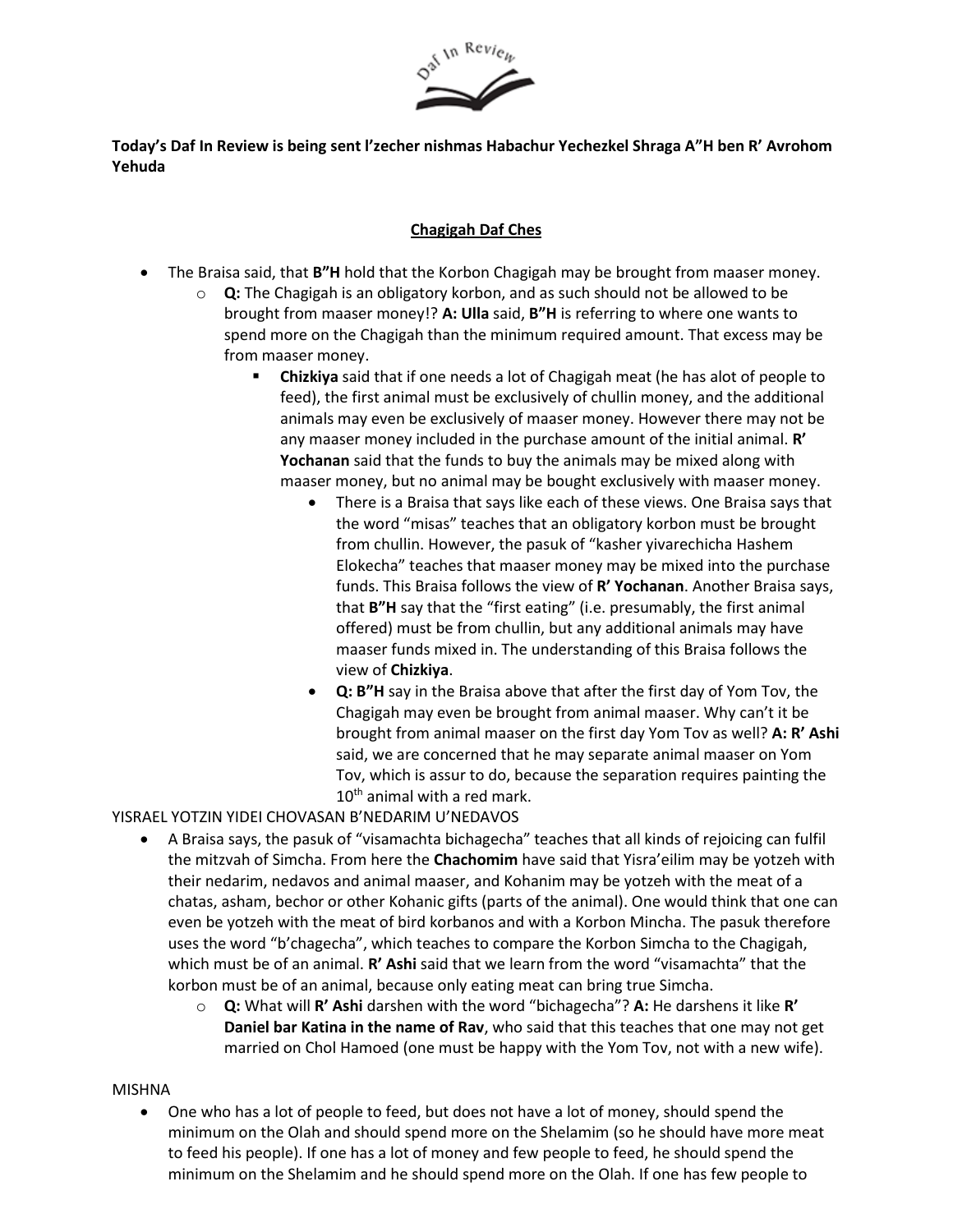**Today's Daf In Review is being sent l'zecher nishmas Habachur Yechezkel Shraga A"H ben R' Avrohom Yehuda**

## Chagigah Daf Ches

- The Braisa said, that **B"H** hold that the Korbon Chagigah may be brought from maaser money.
  - **Q:** The Chagigah is an obligatory korbon, and as such should not be allowed to be brought from maaser money!? **A: Ulla** said, **B"H** is referring to where one wants to spend more on the Chagigah than the minimum required amount. That excess may be from maaser money.
    - **Chizkiya** said that if one needs a lot of Chagigah meat (he has alot of people to feed), the first animal must be exclusively of chullin money, and the additional animals may even be exclusively of maaser money. However there may not be any maaser money included in the purchase amount of the initial animal. **R' Yochanan** said that the funds to buy the animals may be mixed along with maaser money, but no animal may be bought exclusively with maaser money.
      - There is a Braisa that says like each of these views. One Braisa says that the word "misas" teaches that an obligatory korbon must be brought from chullin. However, the pasuk of "kasher yivarechicha Hashem Elokecha" teaches that maaser money may be mixed into the purchase funds. This Braisa follows the view of **R' Yochanan**. Another Braisa says, that **B"H** say that the "first eating" (i.e. presumably, the first animal offered) must be from chullin, but any additional animals may have maaser funds mixed in. The understanding of this Braisa follows the view of **Chizkiya**.
      - **Q: B"H** say in the Braisa above that after the first day of Yom Tov, the Chagigah may even be brought from animal maaser. Why can't it be brought from animal maaser on the first day Yom Tov as well? **A: R' Ashi** said, we are concerned that he may separate animal maaser on Yom Tov, which is assur to do, because the separation requires painting the 10th animal with a red mark.

YISRAEL YOTZIN YIDEI CHOVASAN B'NEDARIM U'NEDAVOS

- A Braisa says, the pasuk of "visamachta bichagecha" teaches that all kinds of rejoicing can fulfil the mitzvah of Simcha. From here the **Chachomim** have said that Yisra'eilim may be yotzeh with their nedarim, nedavos and animal maaser, and Kohanim may be yotzeh with the meat of a chatas, asham, bechor or other Kohanic gifts (parts of the animal). One would think that one can even be yotzeh with the meat of bird korbanos and with a Korbon Mincha. The pasuk therefore uses the word "b'chagecha", which teaches to compare the Korbon Simcha to the Chagigah, which must be of an animal. **R' Ashi** said that we learn from the word "visamachta" that the korbon must be of an animal, because only eating meat can bring true Simcha.
  - **Q:** What will **R' Ashi** darshen with the word "bichagecha"? **A:** He darshens it like **R' Daniel bar Katina in the name of Rav**, who said that this teaches that one may not get married on Chol Hamoed (one must be happy with the Yom Tov, not with a new wife).

MISHNA

- One who has a lot of people to feed, but does not have a lot of money, should spend the minimum on the Olah and should spend more on the Shelamim (so he should have more meat to feed his people). If one has a lot of money and few people to feed, he should spend the minimum on the Shelamim and he should spend more on the Olah. If one has few people to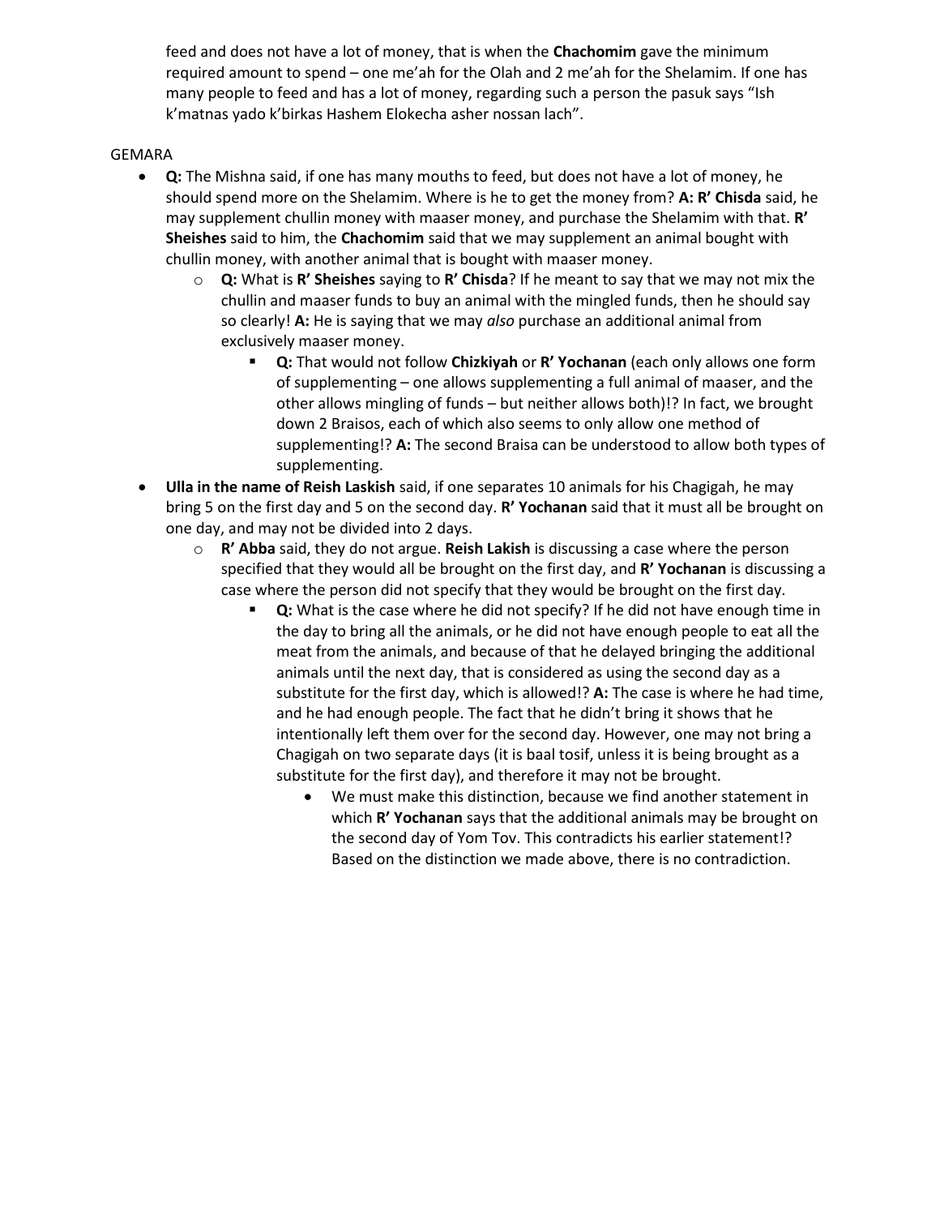feed and does not have a lot of money, that is when the **Chachomim** gave the minimum required amount to spend – one me'ah for the Olah and 2 me'ah for the Shelamim. If one has many people to feed and has a lot of money, regarding such a person the pasuk says "Ish k'matnas yado k'birkas Hashem Elokecha asher nossan lach".

GEMARA

- **Q:** The Mishna said, if one has many mouths to feed, but does not have a lot of money, he should spend more on the Shelamim. Where is he to get the money from? **A: R' Chisda** said, he may supplement chullin money with maaser money, and purchase the Shelamim with that. **R' Sheishes** said to him, the **Chachomim** said that we may supplement an animal bought with chullin money, with another animal that is bought with maaser money.
    - **Q:** What is **R' Sheishes** saying to **R' Chisda**? If he meant to say that we may not mix the chullin and maaser funds to buy an animal with the mingled funds, then he should say so clearly! **A:** He is saying that we may *also* purchase an additional animal from exclusively maaser money.
        - **Q:** That would not follow **Chizkiyah** or **R' Yochanan** (each only allows one form of supplementing – one allows supplementing a full animal of maaser, and the other allows mingling of funds – but neither allows both)!? In fact, we brought down 2 Braisos, each of which also seems to only allow one method of supplementing!? **A:** The second Braisa can be understood to allow both types of supplementing.
- **Ulla in the name of Reish Laskish** said, if one separates 10 animals for his Chagigah, he may bring 5 on the first day and 5 on the second day. **R' Yochanan** said that it must all be brought on one day, and may not be divided into 2 days.
    - **R' Abba** said, they do not argue. **Reish Lakish** is discussing a case where the person specified that they would all be brought on the first day, and **R' Yochanan** is discussing a case where the person did not specify that they would be brought on the first day.
        - **Q:** What is the case where he did not specify? If he did not have enough time in the day to bring all the animals, or he did not have enough people to eat all the meat from the animals, and because of that he delayed bringing the additional animals until the next day, that is considered as using the second day as a substitute for the first day, which is allowed!? **A:** The case is where he had time, and he had enough people. The fact that he didn't bring it shows that he intentionally left them over for the second day. However, one may not bring a Chagigah on two separate days (it is baal tosif, unless it is being brought as a substitute for the first day), and therefore it may not be brought.
            - We must make this distinction, because we find another statement in which **R' Yochanan** says that the additional animals may be brought on the second day of Yom Tov. This contradicts his earlier statement!? Based on the distinction we made above, there is no contradiction.